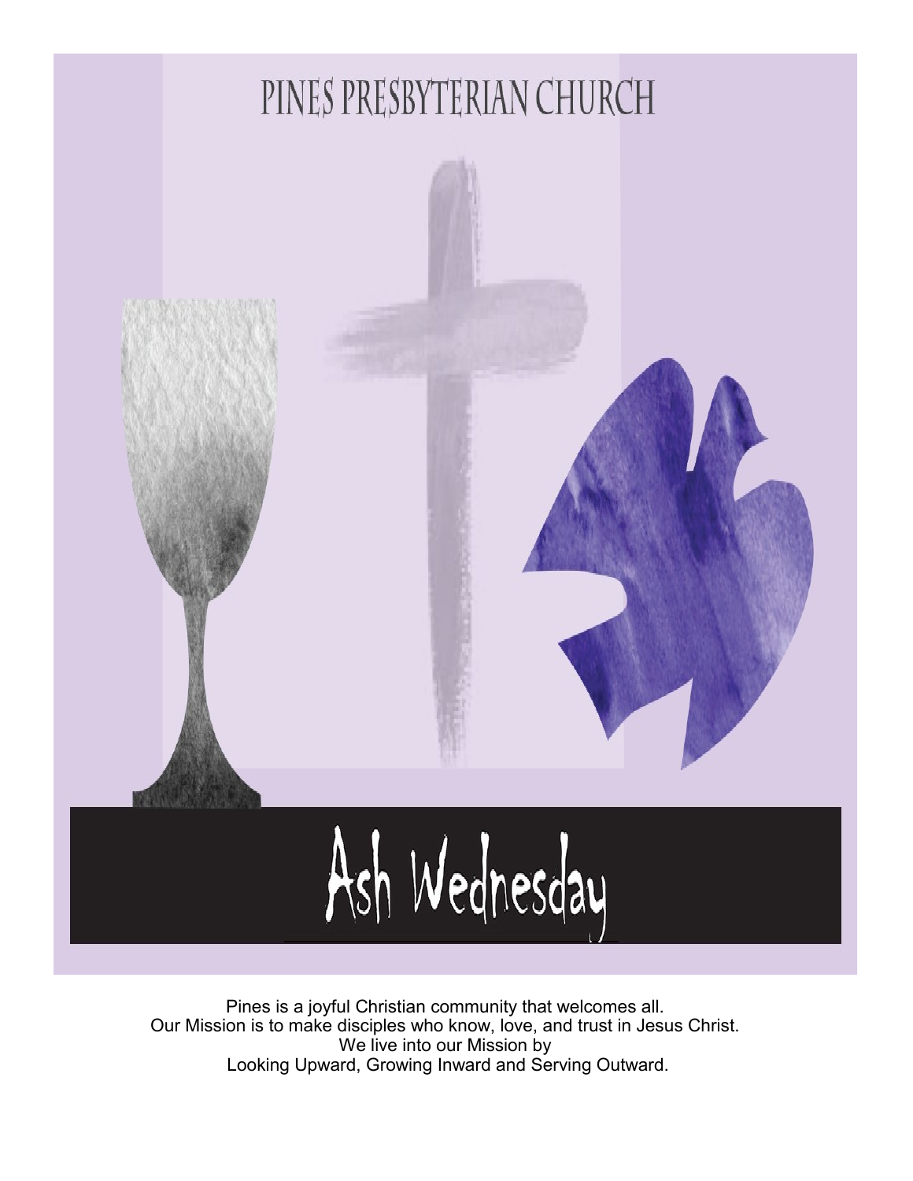# PINES PRESBYTERIAN CHURCH

# Ash Wednesday

Pines is a joyful Christian community that welcomes all.
Our Mission is to make disciples who know, love, and trust in Jesus Christ.
We live into our Mission by
Looking Upward, Growing Inward and Serving Outward.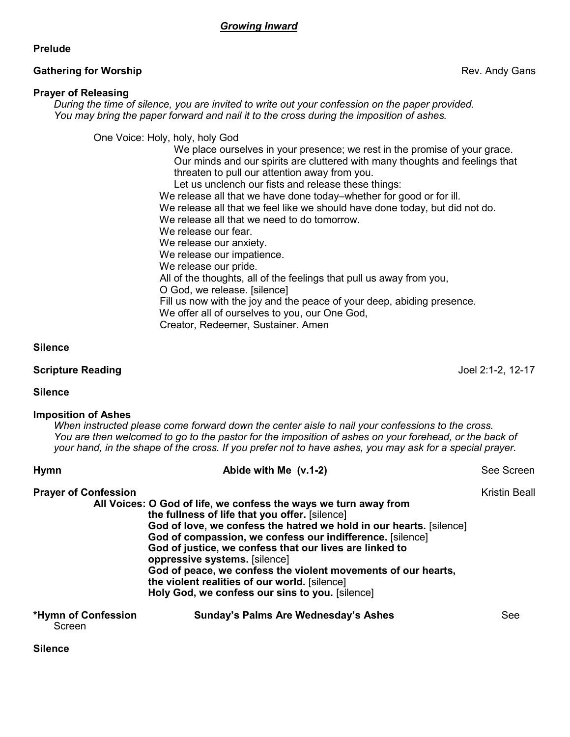***Growing Inward***

**Prelude**

**Gathering for Worship** Rev. Andy Gans

**Prayer of Releasing**

*During the time of silence, you are invited to write out your confession on the paper provided. You may bring the paper forward and nail it to the cross during the imposition of ashes.*

One Voice: Holy, holy, holy God

We place ourselves in your presence; we rest in the promise of your grace.
Our minds and our spirits are cluttered with many thoughts and feelings that threaten to pull our attention away from you.
Let us unclench our fists and release these things:
We release all that we have done today–whether for good or for ill.
We release all that we feel like we should have done today, but did not do.
We release all that we need to do tomorrow.
We release our fear.
We release our anxiety.
We release our impatience.
We release our pride.
All of the thoughts, all of the feelings that pull us away from you,
O God, we release. [silence]
Fill us now with the joy and the peace of your deep, abiding presence.
We offer all of ourselves to you, our One God,
Creator, Redeemer, Sustainer. Amen

**Silence**

**Scripture Reading** Joel 2:1-2, 12-17

**Silence**

**Imposition of Ashes**

*When instructed please come forward down the center aisle to nail your confessions to the cross. You are then welcomed to go to the pastor for the imposition of ashes on your forehead, or the back of your hand, in the shape of the cross. If you prefer not to have ashes, you may ask for a special prayer.*

**Hymn** **Abide with Me (v.1-2)** See Screen

**Prayer of Confession** Kristin Beall

**All Voices: O God of life, we confess the ways we turn away from the fullness of life that you offer.** [silence]
**God of love, we confess the hatred we hold in our hearts.** [silence]
**God of compassion, we confess our indifference.** [silence]
**God of justice, we confess that our lives are linked to oppressive systems.** [silence]
**God of peace, we confess the violent movements of our hearts, the violent realities of our world.** [silence]
**Holy God, we confess our sins to you.** [silence]

**\*Hymn of Confession** **Sunday's Palms Are Wednesday's Ashes** See Screen

**Silence**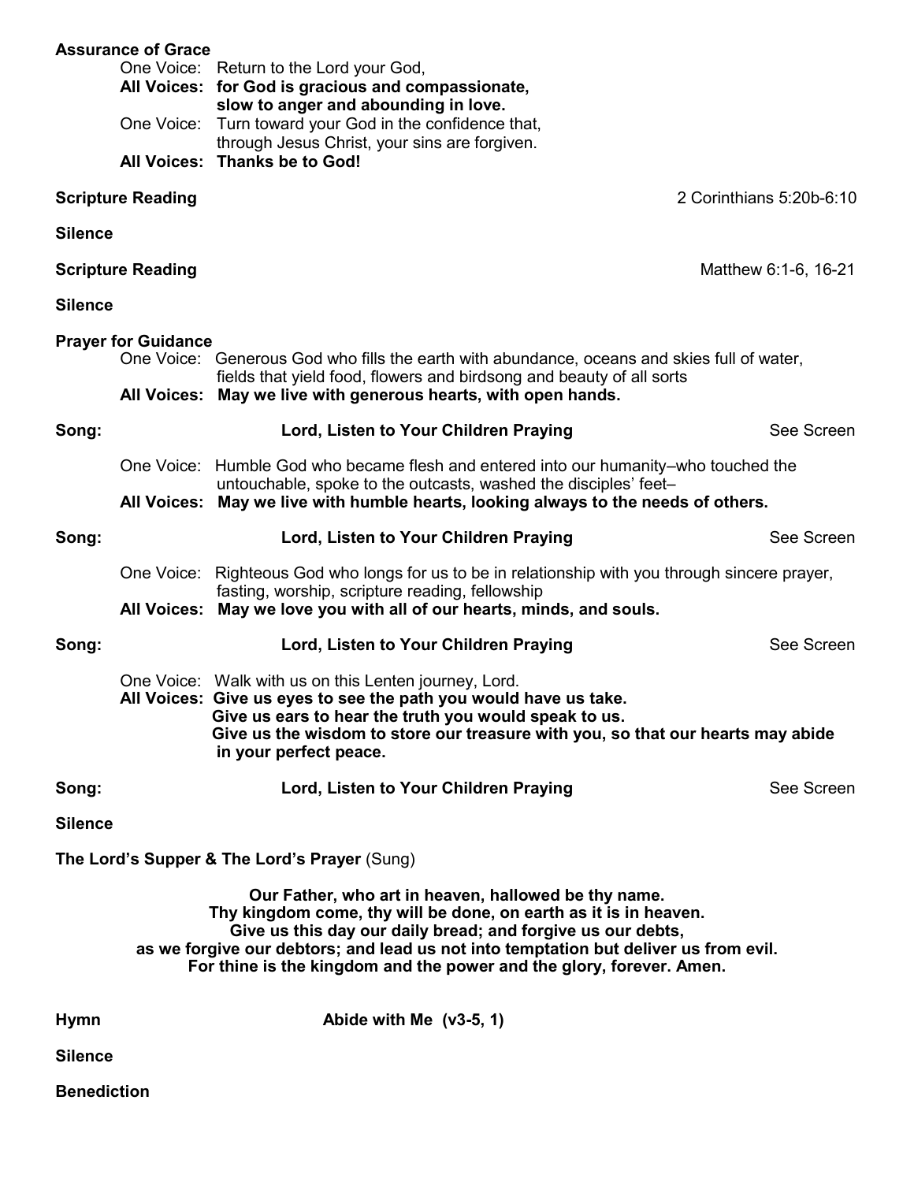**Assurance of Grace**

One Voice: Return to the Lord your God,
**All Voices: for God is gracious and compassionate, slow to anger and abounding in love.**
One Voice: Turn toward your God in the confidence that, through Jesus Christ, your sins are forgiven.
**All Voices: Thanks be to God!**

**Scripture Reading** 2 Corinthians 5:20b-6:10

**Silence**

**Scripture Reading** Matthew 6:1-6, 16-21

**Silence**

**Prayer for Guidance**

One Voice: Generous God who fills the earth with abundance, oceans and skies full of water, fields that yield food, flowers and birdsong and beauty of all sorts
**All Voices: May we live with generous hearts, with open hands.**

**Song:** **Lord, Listen to Your Children Praying** See Screen

One Voice: Humble God who became flesh and entered into our humanity–who touched the untouchable, spoke to the outcasts, washed the disciples' feet–
**All Voices: May we live with humble hearts, looking always to the needs of others.**

**Song:** **Lord, Listen to Your Children Praying** See Screen

One Voice: Righteous God who longs for us to be in relationship with you through sincere prayer, fasting, worship, scripture reading, fellowship
**All Voices: May we love you with all of our hearts, minds, and souls.**

**Song:** **Lord, Listen to Your Children Praying** See Screen

One Voice: Walk with us on this Lenten journey, Lord.
**All Voices: Give us eyes to see the path you would have us take.**
**Give us ears to hear the truth you would speak to us.**
**Give us the wisdom to store our treasure with you, so that our hearts may abide in your perfect peace.**

**Song:** **Lord, Listen to Your Children Praying** See Screen

**Silence**

**The Lord's Supper & The Lord's Prayer** (Sung)

**Our Father, who art in heaven, hallowed be thy name.**
**Thy kingdom come, thy will be done, on earth as it is in heaven.**
**Give us this day our daily bread; and forgive us our debts,**
**as we forgive our debtors; and lead us not into temptation but deliver us from evil.**
**For thine is the kingdom and the power and the glory, forever. Amen.**

**Hymn** **Abide with Me (v3-5, 1)**

**Silence**

**Benediction**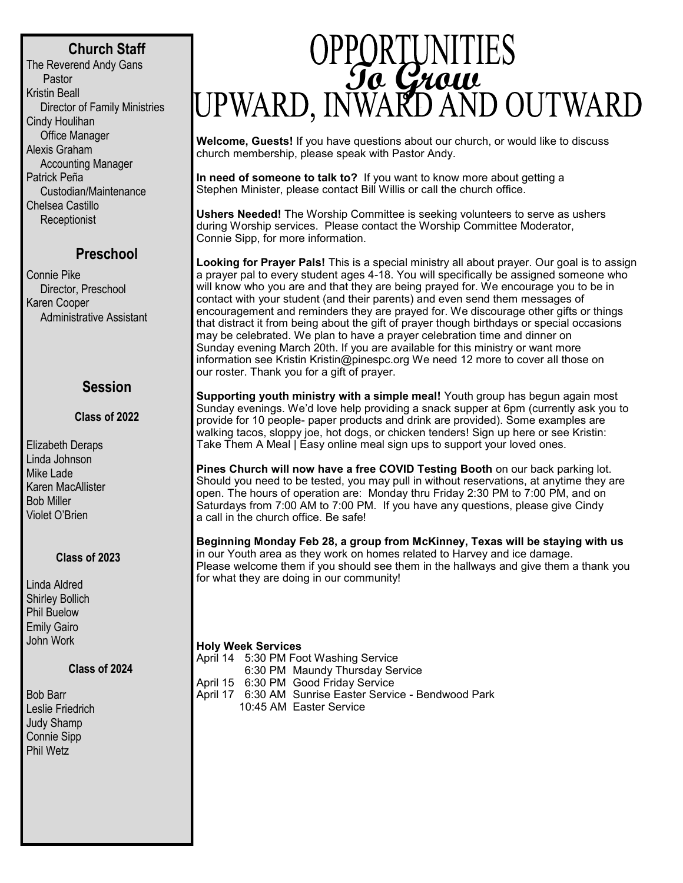## Church Staff

The Reverend Andy Gans
Pastor
Kristin Beall
Director of Family Ministries
Cindy Houlihan
Office Manager
Alexis Graham
Accounting Manager
Patrick Peña
Custodian/Maintenance
Chelsea Castillo
Receptionist

## Preschool

Connie Pike
Director, Preschool
Karen Cooper
Administrative Assistant

## Session

### Class of 2022

Elizabeth Deraps
Linda Johnson
Mike Lade
Karen MacAllister
Bob Miller
Violet O'Brien

### Class of 2023

Linda Aldred
Shirley Bollich
Phil Buelow
Emily Gairo
John Work

### Class of 2024

Bob Barr
Leslie Friedrich
Judy Shamp
Connie Sipp
Phil Wetz

# OPPORTUNITIES *To Grow* UPWARD, INWARD AND OUTWARD

**Welcome, Guests!** If you have questions about our church, or would like to discuss church membership, please speak with Pastor Andy.

**In need of someone to talk to?** If you want to know more about getting a Stephen Minister, please contact Bill Willis or call the church office.

**Ushers Needed!** The Worship Committee is seeking volunteers to serve as ushers during Worship services. Please contact the Worship Committee Moderator, Connie Sipp, for more information.

**Looking for Prayer Pals!** This is a special ministry all about prayer. Our goal is to assign a prayer pal to every student ages 4-18. You will specifically be assigned someone who will know who you are and that they are being prayed for. We encourage you to be in contact with your student (and their parents) and even send them messages of encouragement and reminders they are prayed for. We discourage other gifts or things that distract it from being about the gift of prayer though birthdays or special occasions may be celebrated. We plan to have a prayer celebration time and dinner on Sunday evening March 20th. If you are available for this ministry or want more information see Kristin Kristin@pinespc.org We need 12 more to cover all those on our roster. Thank you for a gift of prayer.

**Supporting youth ministry with a simple meal!** Youth group has begun again most Sunday evenings. We'd love help providing a snack supper at 6pm (currently ask you to provide for 10 people- paper products and drink are provided). Some examples are walking tacos, sloppy joe, hot dogs, or chicken tenders! Sign up here or see Kristin: Take Them A Meal | Easy online meal sign ups to support your loved ones.

**Pines Church will now have a free COVID Testing Booth** on our back parking lot. Should you need to be tested, you may pull in without reservations, at anytime they are open. The hours of operation are: Monday thru Friday 2:30 PM to 7:00 PM, and on Saturdays from 7:00 AM to 7:00 PM. If you have any questions, please give Cindy a call in the church office. Be safe!

**Beginning Monday Feb 28, a group from McKinney, Texas will be staying with us** in our Youth area as they work on homes related to Harvey and ice damage. Please welcome them if you should see them in the hallways and give them a thank you for what they are doing in our community!

**Holy Week Services**

April 14 5:30 PM Foot Washing Service
6:30 PM Maundy Thursday Service
April 15 6:30 PM Good Friday Service
April 17 6:30 AM Sunrise Easter Service - Bendwood Park
10:45 AM Easter Service